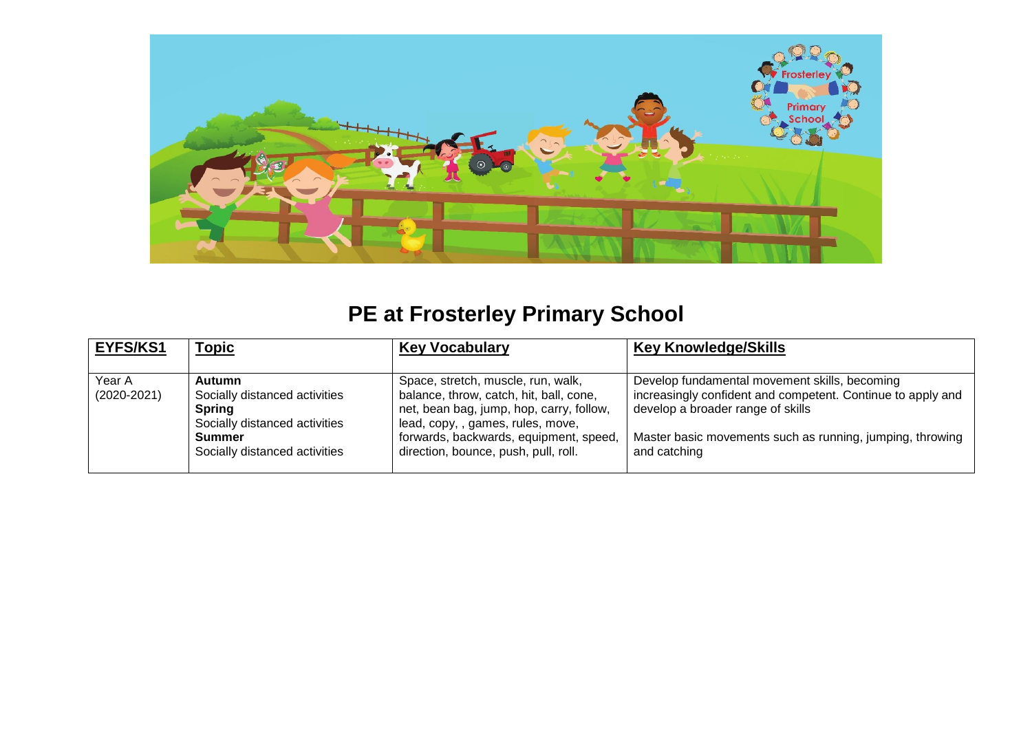# PE at Frosterley Primary School

| EYFS/KS1 | Topic | Key Vocabulary | Key Knowledge/Skills |
|---|---|---|---|
| Year A (2020-2021) | **Autumn**<br>Socially distanced activities<br>**Spring**<br>Socially distanced activities<br>**Summer**<br>Socially distanced activities | Space, stretch, muscle, run, walk, balance, throw, catch, hit, ball, cone, net, bean bag, jump, hop, carry, follow, lead, copy, , games, rules, move, forwards, backwards, equipment, speed, direction, bounce, push, pull, roll. | Develop fundamental movement skills, becoming increasingly confident and competent. Continue to apply and develop a broader range of skills<br><br>Master basic movements such as running, jumping, throwing and catching |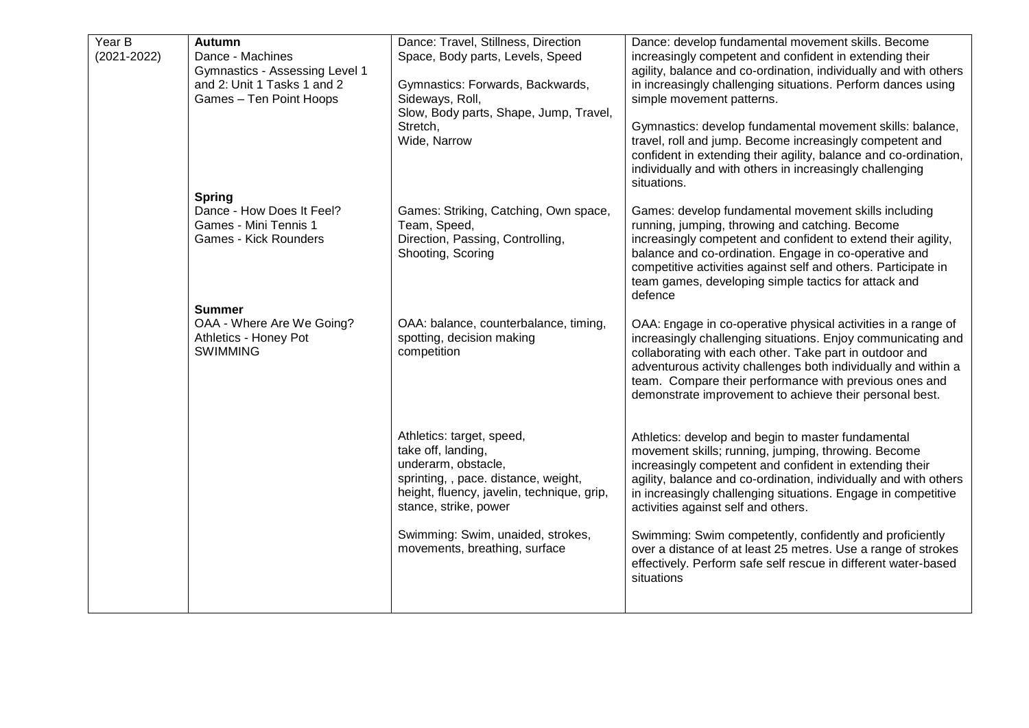| | | | |
|---|---|---|---|
| Year B (2021-2022) | **Autumn**<br>Dance - Machines<br>Gymnastics - Assessing Level 1 and 2: Unit 1 Tasks 1 and 2<br>Games – Ten Point Hoops | Dance: Travel, Stillness, Direction Space, Body parts, Levels, Speed<br><br>Gymnastics: Forwards, Backwards, Sideways, Roll, Slow, Body parts, Shape, Jump, Travel, Stretch, Wide, Narrow | Dance: develop fundamental movement skills. Become increasingly competent and confident in extending their agility, balance and co-ordination, individually and with others in increasingly challenging situations. Perform dances using simple movement patterns.<br><br>Gymnastics: develop fundamental movement skills: balance, travel, roll and jump. Become increasingly competent and confident in extending their agility, balance and co-ordination, individually and with others in increasingly challenging situations. |
| | **Spring**<br>Dance - How Does It Feel?<br>Games - Mini Tennis 1<br>Games - Kick Rounders | Games: Striking, Catching, Own space, Team, Speed, Direction, Passing, Controlling, Shooting, Scoring | Games: develop fundamental movement skills including running, jumping, throwing and catching. Become increasingly competent and confident to extend their agility, balance and co-ordination. Engage in co-operative and competitive activities against self and others. Participate in team games, developing simple tactics for attack and defence |
| | **Summer**<br>OAA - Where Are We Going?<br>Athletics - Honey Pot<br>SWIMMING | OAA: balance, counterbalance, timing, spotting, decision making competition<br><br>Athletics: target, speed, take off, landing, underarm, obstacle, sprinting, , pace. distance, weight, height, fluency, javelin, technique, grip, stance, strike, power<br><br>Swimming: Swim, unaided, strokes, movements, breathing, surface | OAA: Engage in co-operative physical activities in a range of increasingly challenging situations. Enjoy communicating and collaborating with each other. Take part in outdoor and adventurous activity challenges both individually and within a team. Compare their performance with previous ones and demonstrate improvement to achieve their personal best.<br><br>Athletics: develop and begin to master fundamental movement skills; running, jumping, throwing. Become increasingly competent and confident in extending their agility, balance and co-ordination, individually and with others in increasingly challenging situations. Engage in competitive activities against self and others.<br><br>Swimming: Swim competently, confidently and proficiently over a distance of at least 25 metres. Use a range of strokes effectively. Perform safe self rescue in different water-based situations |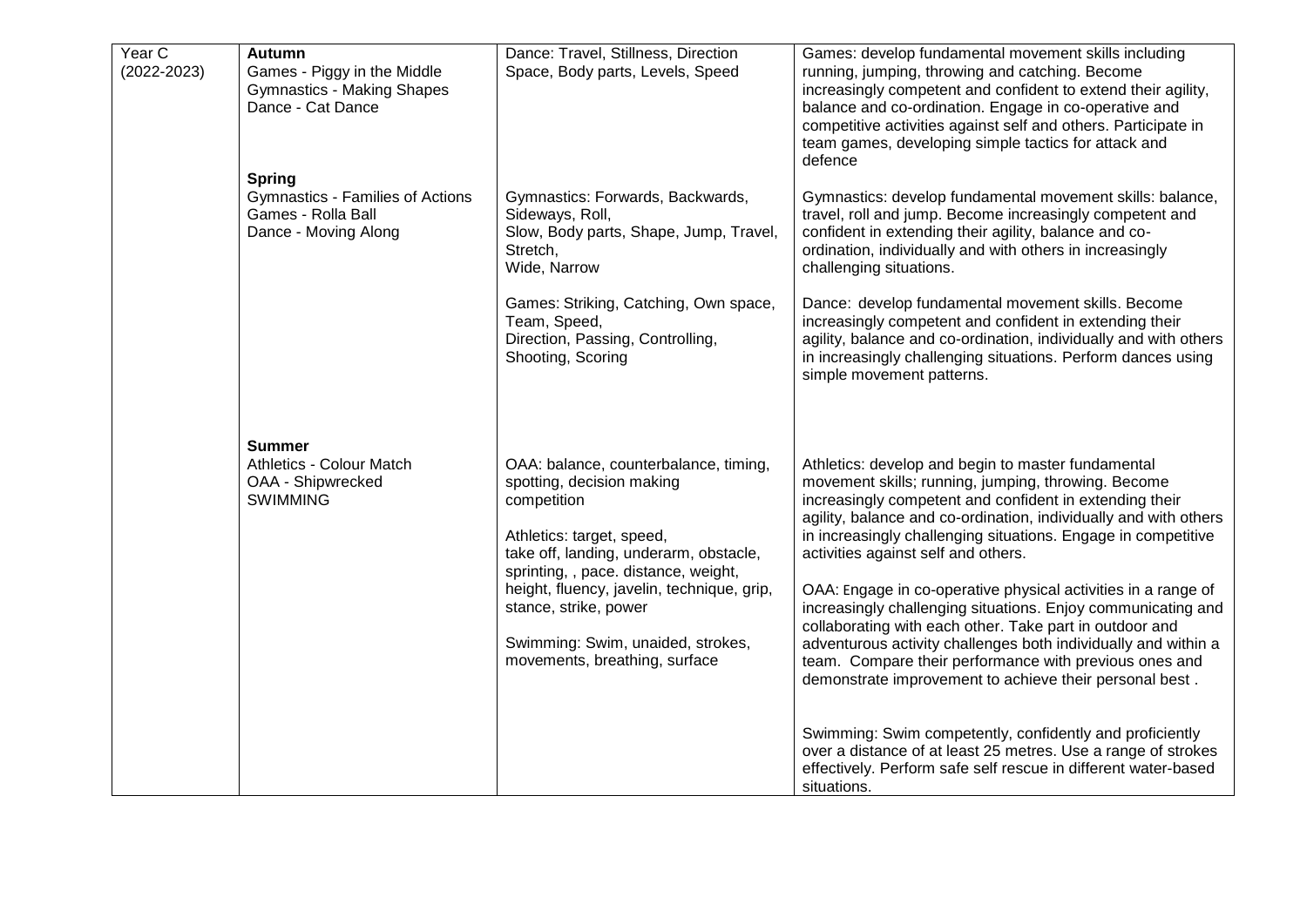| | | | |
|---|---|---|---|
| Year C (2022-2023) | **Autumn**<br>Games - Piggy in the Middle<br>Gymnastics - Making Shapes<br>Dance - Cat Dance | Dance: Travel, Stillness, Direction Space, Body parts, Levels, Speed | Games: develop fundamental movement skills including running, jumping, throwing and catching. Become increasingly competent and confident to extend their agility, balance and co-ordination. Engage in co-operative and competitive activities against self and others. Participate in team games, developing simple tactics for attack and defence |
| | **Spring**<br>Gymnastics - Families of Actions<br>Games - Rolla Ball<br>Dance - Moving Along | Gymnastics: Forwards, Backwards, Sideways, Roll, Slow, Body parts, Shape, Jump, Travel, Stretch, Wide, Narrow<br><br>Games: Striking, Catching, Own space, Team, Speed, Direction, Passing, Controlling, Shooting, Scoring | Gymnastics: develop fundamental movement skills: balance, travel, roll and jump. Become increasingly competent and confident in extending their agility, balance and co-ordination, individually and with others in increasingly challenging situations.<br><br>Dance: develop fundamental movement skills. Become increasingly competent and confident in extending their agility, balance and co-ordination, individually and with others in increasingly challenging situations. Perform dances using simple movement patterns. |
| | **Summer**<br>Athletics - Colour Match<br>OAA - Shipwrecked<br>SWIMMING | OAA: balance, counterbalance, timing, spotting, decision making competition<br><br>Athletics: target, speed, take off, landing, underarm, obstacle, sprinting, , pace. distance, weight, height, fluency, javelin, technique, grip, stance, strike, power<br><br>Swimming: Swim, unaided, strokes, movements, breathing, surface | Athletics: develop and begin to master fundamental movement skills; running, jumping, throwing. Become increasingly competent and confident in extending their agility, balance and co-ordination, individually and with others in increasingly challenging situations. Engage in competitive activities against self and others.<br><br>OAA: Engage in co-operative physical activities in a range of increasingly challenging situations. Enjoy communicating and collaborating with each other. Take part in outdoor and adventurous activity challenges both individually and within a team. Compare their performance with previous ones and demonstrate improvement to achieve their personal best .<br><br>Swimming: Swim competently, confidently and proficiently over a distance of at least 25 metres. Use a range of strokes effectively. Perform safe self rescue in different water-based situations. |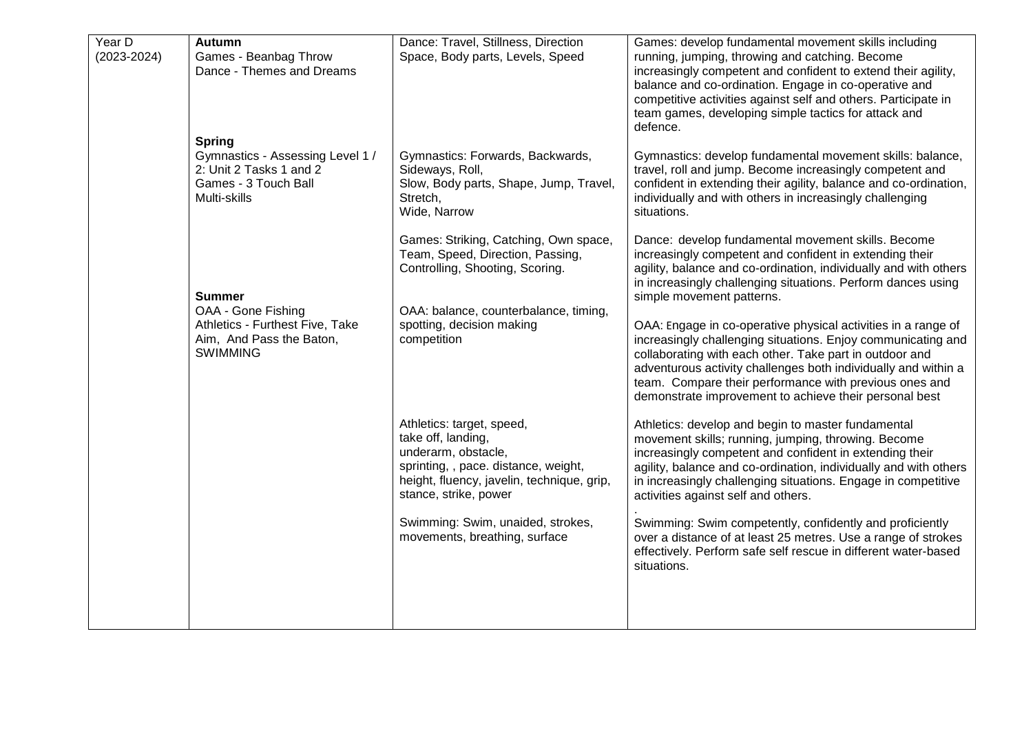| | | | |
|---|---|---|---|
| Year D (2023-2024) | **Autumn**<br>Games - Beanbag Throw<br>Dance - Themes and Dreams<br><br>**Spring**<br>Gymnastics - Assessing Level 1 / 2: Unit 2 Tasks 1 and 2<br>Games - 3 Touch Ball<br>Multi-skills<br><br>**Summer**<br>OAA - Gone Fishing<br>Athletics - Furthest Five, Take Aim, And Pass the Baton,<br>SWIMMING | Dance: Travel, Stillness, Direction Space, Body parts, Levels, Speed<br><br>Gymnastics: Forwards, Backwards, Sideways, Roll, Slow, Body parts, Shape, Jump, Travel, Stretch, Wide, Narrow<br><br>Games: Striking, Catching, Own space, Team, Speed, Direction, Passing, Controlling, Shooting, Scoring.<br><br>OAA: balance, counterbalance, timing, spotting, decision making competition<br><br>Athletics: target, speed, take off, landing, underarm, obstacle, sprinting, , pace. distance, weight, height, fluency, javelin, technique, grip, stance, strike, power<br><br>Swimming: Swim, unaided, strokes, movements, breathing, surface | Games: develop fundamental movement skills including running, jumping, throwing and catching. Become increasingly competent and confident to extend their agility, balance and co-ordination. Engage in co-operative and competitive activities against self and others. Participate in team games, developing simple tactics for attack and defence.<br><br>Gymnastics: develop fundamental movement skills: balance, travel, roll and jump. Become increasingly competent and confident in extending their agility, balance and co-ordination, individually and with others in increasingly challenging situations.<br><br>Dance: develop fundamental movement skills. Become increasingly competent and confident in extending their agility, balance and co-ordination, individually and with others in increasingly challenging situations. Perform dances using simple movement patterns.<br><br>OAA: Engage in co-operative physical activities in a range of increasingly challenging situations. Enjoy communicating and collaborating with each other. Take part in outdoor and adventurous activity challenges both individually and within a team. Compare their performance with previous ones and demonstrate improvement to achieve their personal best<br><br>Athletics: develop and begin to master fundamental movement skills; running, jumping, throwing. Become increasingly competent and confident in extending their agility, balance and co-ordination, individually and with others in increasingly challenging situations. Engage in competitive activities against self and others.<br>.<br>Swimming: Swim competently, confidently and proficiently over a distance of at least 25 metres. Use a range of strokes effectively. Perform safe self rescue in different water-based situations. |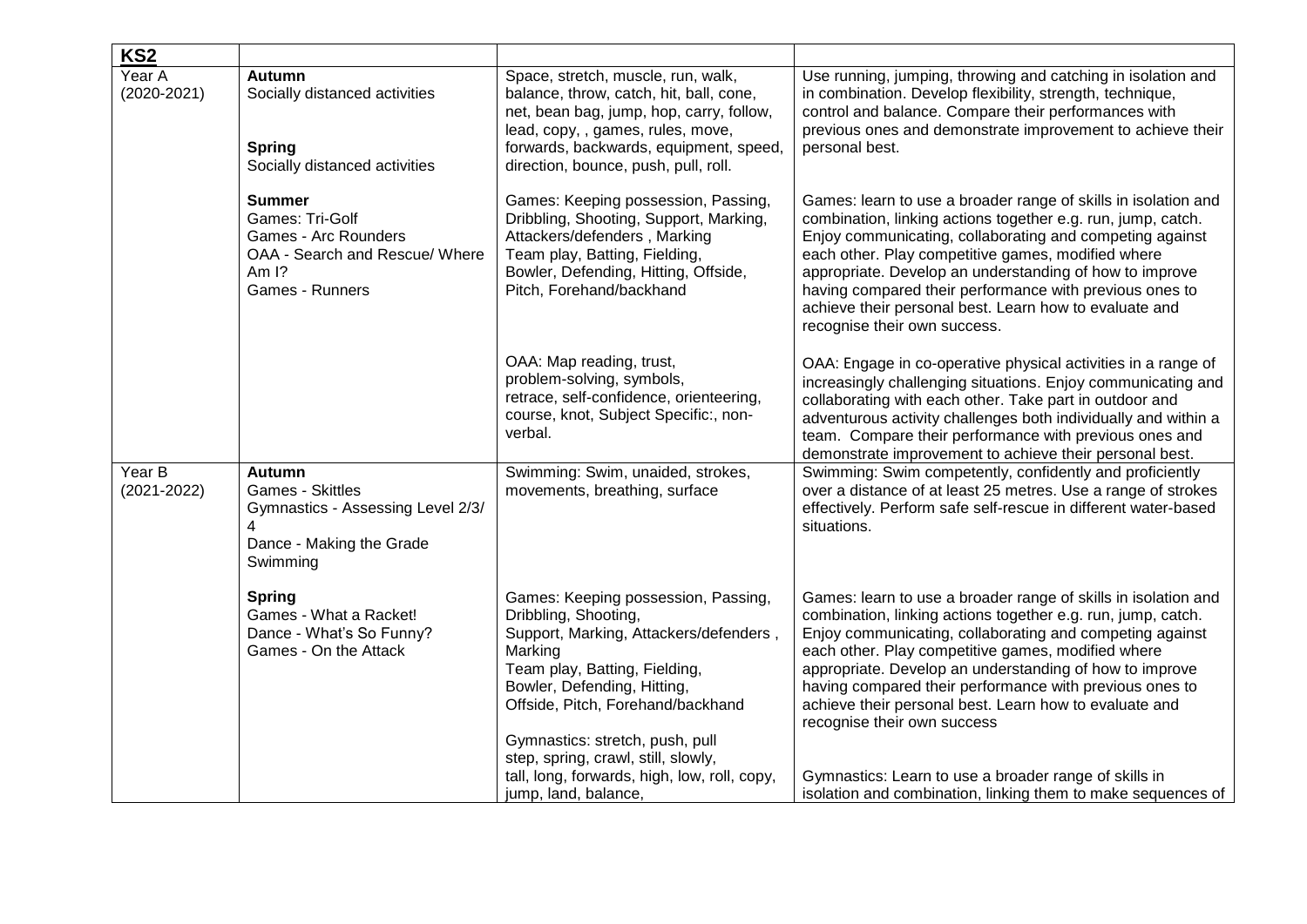| KS2 | | | |
|---|---|---|---|
| Year A (2020-2021) | **Autumn**<br>Socially distanced activities<br><br>**Spring**<br>Socially distanced activities | Space, stretch, muscle, run, walk, balance, throw, catch, hit, ball, cone, net, bean bag, jump, hop, carry, follow, lead, copy, , games, rules, move, forwards, backwards, equipment, speed, direction, bounce, push, pull, roll. | Use running, jumping, throwing and catching in isolation and in combination. Develop flexibility, strength, technique, control and balance. Compare their performances with previous ones and demonstrate improvement to achieve their personal best. |
| | **Summer**<br>Games: Tri-Golf<br>Games - Arc Rounders<br>OAA - Search and Rescue/ Where Am I?<br>Games - Runners | Games: Keeping possession, Passing, Dribbling, Shooting, Support, Marking, Attackers/defenders , Marking Team play, Batting, Fielding, Bowler, Defending, Hitting, Offside, Pitch, Forehand/backhand<br><br>OAA: Map reading, trust, problem-solving, symbols, retrace, self-confidence, orienteering, course, knot, Subject Specific:, non-verbal. | Games: learn to use a broader range of skills in isolation and combination, linking actions together e.g. run, jump, catch. Enjoy communicating, collaborating and competing against each other. Play competitive games, modified where appropriate. Develop an understanding of how to improve having compared their performance with previous ones to achieve their personal best. Learn how to evaluate and recognise their own success.<br><br>OAA: Engage in co-operative physical activities in a range of increasingly challenging situations. Enjoy communicating and collaborating with each other. Take part in outdoor and adventurous activity challenges both individually and within a team. Compare their performance with previous ones and demonstrate improvement to achieve their personal best. |
| Year B (2021-2022) | **Autumn**<br>Games - Skittles<br>Gymnastics - Assessing Level 2/3/ 4<br>Dance - Making the Grade<br>Swimming | Swimming: Swim, unaided, strokes, movements, breathing, surface | Swimming: Swim competently, confidently and proficiently over a distance of at least 25 metres. Use a range of strokes effectively. Perform safe self-rescue in different water-based situations. |
| | **Spring**<br>Games - What a Racket!<br>Dance - What's So Funny?<br>Games - On the Attack | Games: Keeping possession, Passing, Dribbling, Shooting, Support, Marking, Attackers/defenders , Marking Team play, Batting, Fielding, Bowler, Defending, Hitting, Offside, Pitch, Forehand/backhand<br><br>Gymnastics: stretch, push, pull step, spring, crawl, still, slowly, tall, long, forwards, high, low, roll, copy, jump, land, balance, | Games: learn to use a broader range of skills in isolation and combination, linking actions together e.g. run, jump, catch. Enjoy communicating, collaborating and competing against each other. Play competitive games, modified where appropriate. Develop an understanding of how to improve having compared their performance with previous ones to achieve their personal best. Learn how to evaluate and recognise their own success<br><br>Gymnastics: Learn to use a broader range of skills in isolation and combination, linking them to make sequences of |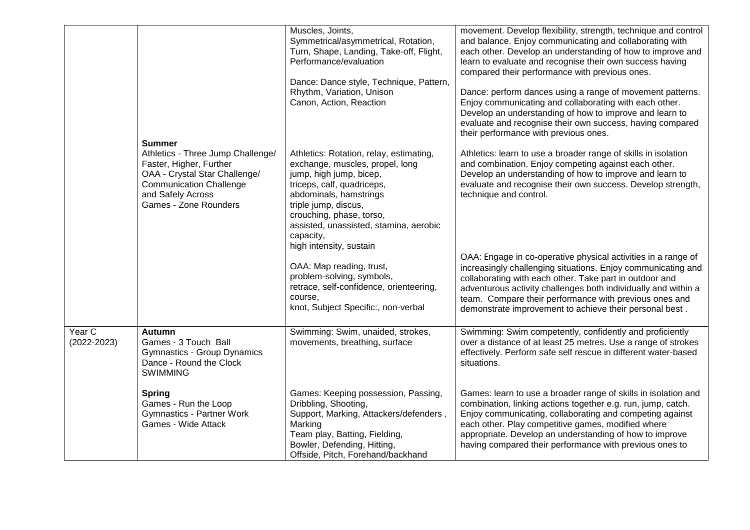| | | | |
|---|---|---|---|
| | | Muscles, Joints, Symmetrical/asymmetrical, Rotation, Turn, Shape, Landing, Take-off, Flight, Performance/evaluation<br><br>Dance: Dance style, Technique, Pattern, Rhythm, Variation, Unison Canon, Action, Reaction | movement. Develop flexibility, strength, technique and control and balance. Enjoy communicating and collaborating with each other. Develop an understanding of how to improve and learn to evaluate and recognise their own success having compared their performance with previous ones.<br><br>Dance: perform dances using a range of movement patterns. Enjoy communicating and collaborating with each other. Develop an understanding of how to improve and learn to evaluate and recognise their own success, having compared their performance with previous ones. |
| | **Summer**<br>Athletics - Three Jump Challenge/ Faster, Higher, Further<br>OAA - Crystal Star Challenge/ Communication Challenge and Safely Across<br>Games - Zone Rounders | Athletics: Rotation, relay, estimating, exchange, muscles, propel, long jump, high jump, bicep, triceps, calf, quadriceps, abdominals, hamstrings triple jump, discus, crouching, phase, torso, assisted, unassisted, stamina, aerobic capacity, high intensity, sustain<br><br>OAA: Map reading, trust, problem-solving, symbols, retrace, self-confidence, orienteering, course, knot, Subject Specific:, non-verbal | Athletics: learn to use a broader range of skills in isolation and combination. Enjoy competing against each other. Develop an understanding of how to improve and learn to evaluate and recognise their own success. Develop strength, technique and control.<br><br>OAA: Engage in co-operative physical activities in a range of increasingly challenging situations. Enjoy communicating and collaborating with each other. Take part in outdoor and adventurous activity challenges both individually and within a team. Compare their performance with previous ones and demonstrate improvement to achieve their personal best . |
| Year C (2022-2023) | **Autumn**<br>Games - 3 Touch Ball<br>Gymnastics - Group Dynamics<br>Dance - Round the Clock<br>SWIMMING | Swimming: Swim, unaided, strokes, movements, breathing, surface | Swimming: Swim competently, confidently and proficiently over a distance of at least 25 metres. Use a range of strokes effectively. Perform safe self rescue in different water-based situations. |
| | **Spring**<br>Games - Run the Loop<br>Gymnastics - Partner Work<br>Games - Wide Attack | Games: Keeping possession, Passing, Dribbling, Shooting, Support, Marking, Attackers/defenders , Marking Team play, Batting, Fielding, Bowler, Defending, Hitting, Offside, Pitch, Forehand/backhand | Games: learn to use a broader range of skills in isolation and combination, linking actions together e.g. run, jump, catch. Enjoy communicating, collaborating and competing against each other. Play competitive games, modified where appropriate. Develop an understanding of how to improve having compared their performance with previous ones to |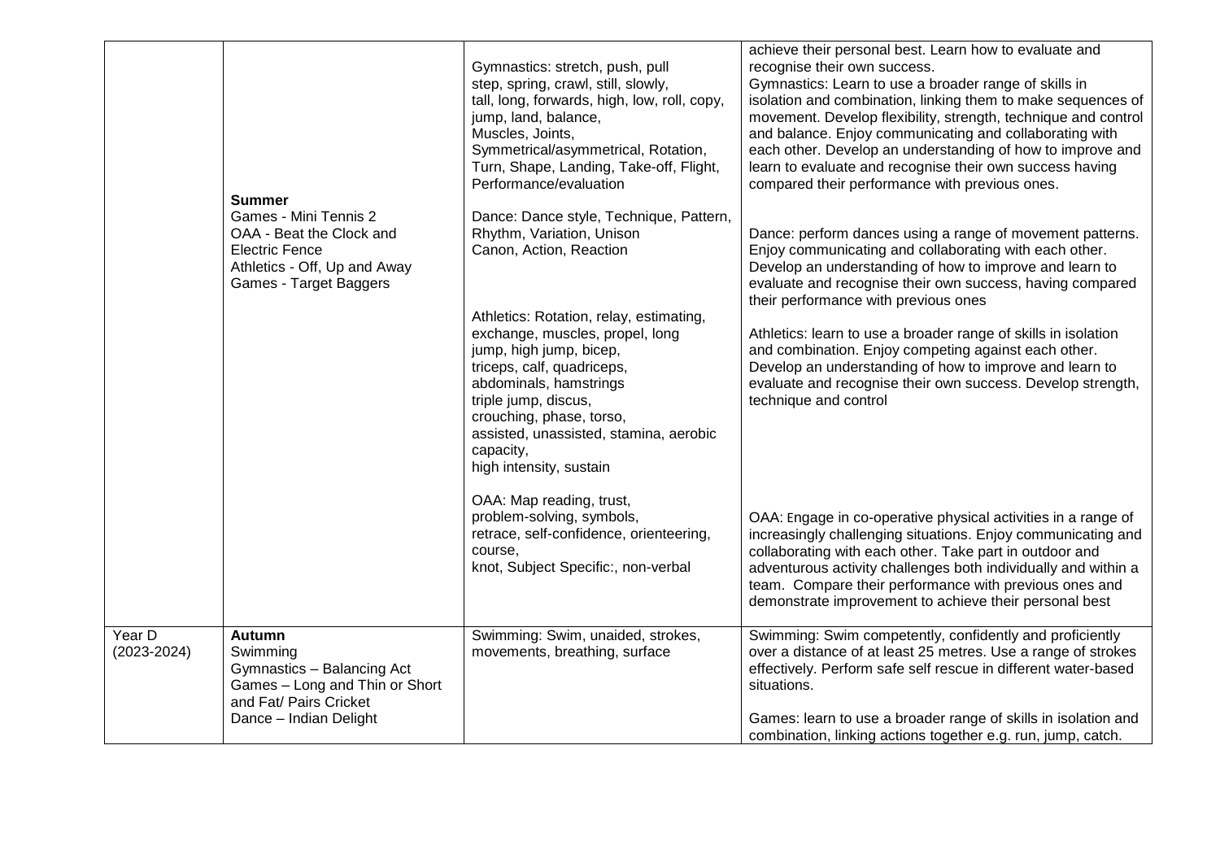| | | | |
|---|---|---|---|
| | **Summer**<br>Games - Mini Tennis 2<br>OAA - Beat the Clock and Electric Fence<br>Athletics - Off, Up and Away<br>Games - Target Baggers | Gymnastics: stretch, push, pull step, spring, crawl, still, slowly, tall, long, forwards, high, low, roll, copy, jump, land, balance,<br>Muscles, Joints,<br>Symmetrical/asymmetrical, Rotation, Turn, Shape, Landing, Take-off, Flight, Performance/evaluation<br><br>Dance: Dance style, Technique, Pattern, Rhythm, Variation, Unison Canon, Action, Reaction<br><br>Athletics: Rotation, relay, estimating, exchange, muscles, propel, long jump, high jump, bicep, triceps, calf, quadriceps, abdominals, hamstrings triple jump, discus, crouching, phase, torso, assisted, unassisted, stamina, aerobic capacity, high intensity, sustain<br><br>OAA: Map reading, trust, problem-solving, symbols, retrace, self-confidence, orienteering, course, knot, Subject Specific:, non-verbal | achieve their personal best. Learn how to evaluate and recognise their own success.<br>Gymnastics: Learn to use a broader range of skills in isolation and combination, linking them to make sequences of movement. Develop flexibility, strength, technique and control and balance. Enjoy communicating and collaborating with each other. Develop an understanding of how to improve and learn to evaluate and recognise their own success having compared their performance with previous ones.<br><br>Dance: perform dances using a range of movement patterns. Enjoy communicating and collaborating with each other. Develop an understanding of how to improve and learn to evaluate and recognise their own success, having compared their performance with previous ones<br><br>Athletics: learn to use a broader range of skills in isolation and combination. Enjoy competing against each other. Develop an understanding of how to improve and learn to evaluate and recognise their own success. Develop strength, technique and control<br><br>OAA: Engage in co-operative physical activities in a range of increasingly challenging situations. Enjoy communicating and collaborating with each other. Take part in outdoor and adventurous activity challenges both individually and within a team. Compare their performance with previous ones and demonstrate improvement to achieve their personal best |
| Year D (2023-2024) | **Autumn**<br>Swimming<br>Gymnastics – Balancing Act<br>Games – Long and Thin or Short and Fat/ Pairs Cricket<br>Dance – Indian Delight | Swimming: Swim, unaided, strokes, movements, breathing, surface | Swimming: Swim competently, confidently and proficiently over a distance of at least 25 metres. Use a range of strokes effectively. Perform safe self rescue in different water-based situations.<br><br>Games: learn to use a broader range of skills in isolation and combination, linking actions together e.g. run, jump, catch. |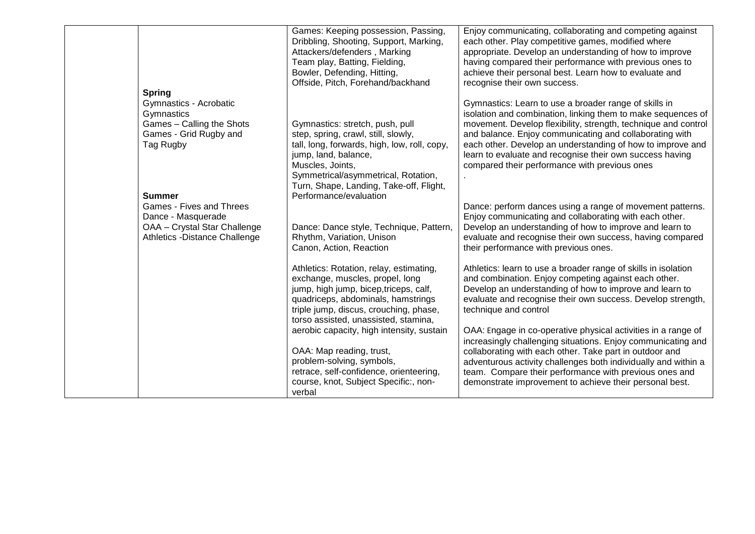| | | | |
|---|---|---|---|
| | **Spring**<br>Gymnastics - Acrobatic Gymnastics<br>Games – Calling the Shots<br>Games - Grid Rugby and Tag Rugby<br><br>**Summer**<br>Games - Fives and Threes<br>Dance - Masquerade<br>OAA – Crystal Star Challenge<br>Athletics -Distance Challenge | Games: Keeping possession, Passing, Dribbling, Shooting, Support, Marking, Attackers/defenders , Marking Team play, Batting, Fielding, Bowler, Defending, Hitting, Offside, Pitch, Forehand/backhand<br><br>Gymnastics: stretch, push, pull step, spring, crawl, still, slowly, tall, long, forwards, high, low, roll, copy, jump, land, balance, Muscles, Joints, Symmetrical/asymmetrical, Rotation, Turn, Shape, Landing, Take-off, Flight, Performance/evaluation<br><br>Dance: Dance style, Technique, Pattern, Rhythm, Variation, Unison Canon, Action, Reaction<br><br>Athletics: Rotation, relay, estimating, exchange, muscles, propel, long jump, high jump, bicep,triceps, calf, quadriceps, abdominals, hamstrings triple jump, discus, crouching, phase, torso assisted, unassisted, stamina, aerobic capacity, high intensity, sustain<br><br>OAA: Map reading, trust, problem-solving, symbols, retrace, self-confidence, orienteering, course, knot, Subject Specific:, non-verbal | Enjoy communicating, collaborating and competing against each other. Play competitive games, modified where appropriate. Develop an understanding of how to improve having compared their performance with previous ones to achieve their personal best. Learn how to evaluate and recognise their own success.<br><br>Gymnastics: Learn to use a broader range of skills in isolation and combination, linking them to make sequences of movement. Develop flexibility, strength, technique and control and balance. Enjoy communicating and collaborating with each other. Develop an understanding of how to improve and learn to evaluate and recognise their own success having compared their performance with previous ones<br>.<br><br>Dance: perform dances using a range of movement patterns. Enjoy communicating and collaborating with each other. Develop an understanding of how to improve and learn to evaluate and recognise their own success, having compared their performance with previous ones.<br><br>Athletics: learn to use a broader range of skills in isolation and combination. Enjoy competing against each other. Develop an understanding of how to improve and learn to evaluate and recognise their own success. Develop strength, technique and control<br><br>OAA: Engage in co-operative physical activities in a range of increasingly challenging situations. Enjoy communicating and collaborating with each other. Take part in outdoor and adventurous activity challenges both individually and within a team. Compare their performance with previous ones and demonstrate improvement to achieve their personal best. |